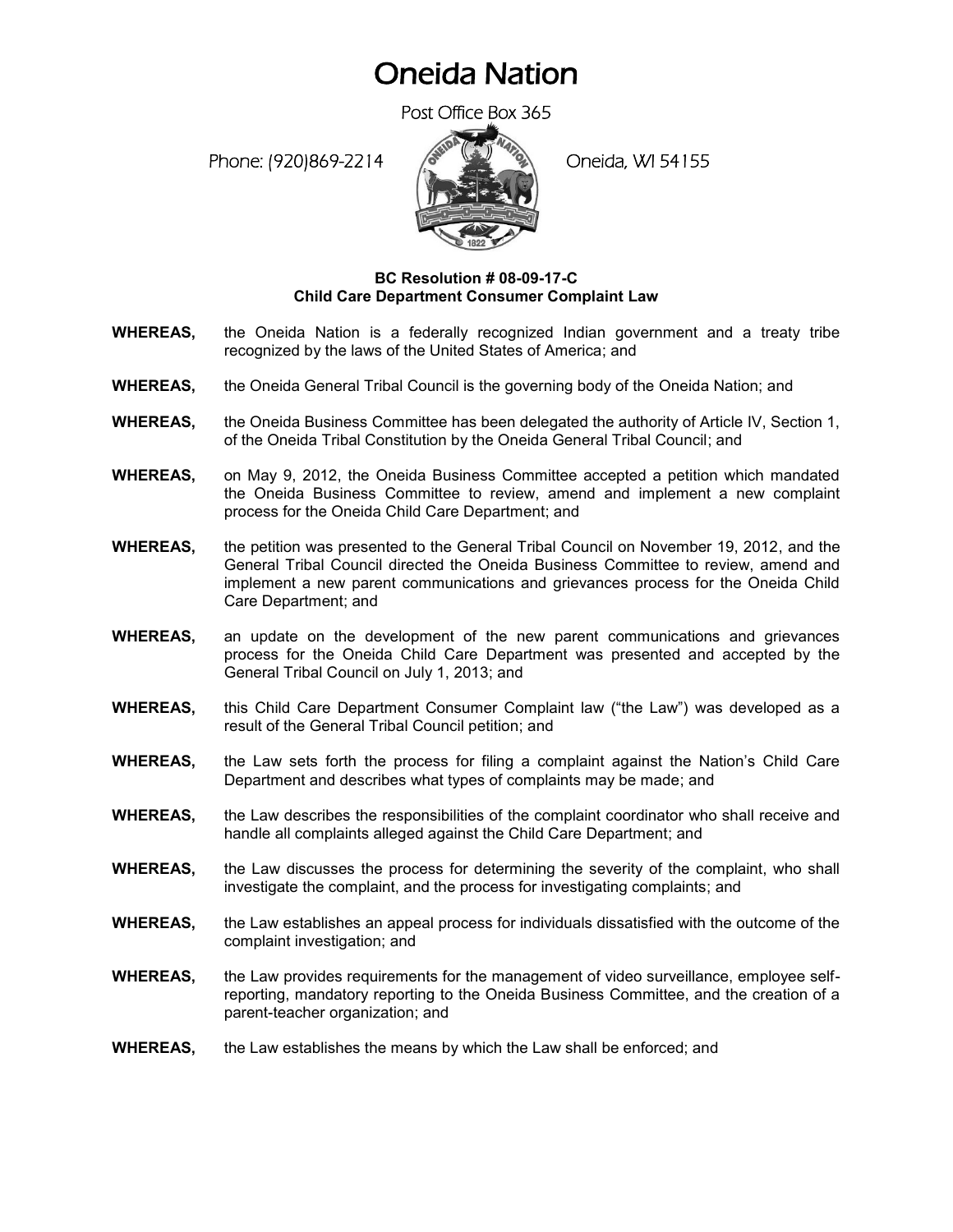# Oneida Nation

Post Office Box 365

Phone: (920)869-2214 Oneida, WI 54155

**BC Resolution # 08-09-17-C**
**Child Care Department Consumer Complaint Law**

**WHEREAS,** the Oneida Nation is a federally recognized Indian government and a treaty tribe recognized by the laws of the United States of America; and

**WHEREAS,** the Oneida General Tribal Council is the governing body of the Oneida Nation; and

**WHEREAS,** the Oneida Business Committee has been delegated the authority of Article IV, Section 1, of the Oneida Tribal Constitution by the Oneida General Tribal Council; and

**WHEREAS,** on May 9, 2012, the Oneida Business Committee accepted a petition which mandated the Oneida Business Committee to review, amend and implement a new complaint process for the Oneida Child Care Department; and

**WHEREAS,** the petition was presented to the General Tribal Council on November 19, 2012, and the General Tribal Council directed the Oneida Business Committee to review, amend and implement a new parent communications and grievances process for the Oneida Child Care Department; and

**WHEREAS,** an update on the development of the new parent communications and grievances process for the Oneida Child Care Department was presented and accepted by the General Tribal Council on July 1, 2013; and

**WHEREAS,** this Child Care Department Consumer Complaint law ("the Law") was developed as a result of the General Tribal Council petition; and

**WHEREAS,** the Law sets forth the process for filing a complaint against the Nation's Child Care Department and describes what types of complaints may be made; and

**WHEREAS,** the Law describes the responsibilities of the complaint coordinator who shall receive and handle all complaints alleged against the Child Care Department; and

**WHEREAS,** the Law discusses the process for determining the severity of the complaint, who shall investigate the complaint, and the process for investigating complaints; and

**WHEREAS,** the Law establishes an appeal process for individuals dissatisfied with the outcome of the complaint investigation; and

**WHEREAS,** the Law provides requirements for the management of video surveillance, employee self-reporting, mandatory reporting to the Oneida Business Committee, and the creation of a parent-teacher organization; and

**WHEREAS,** the Law establishes the means by which the Law shall be enforced; and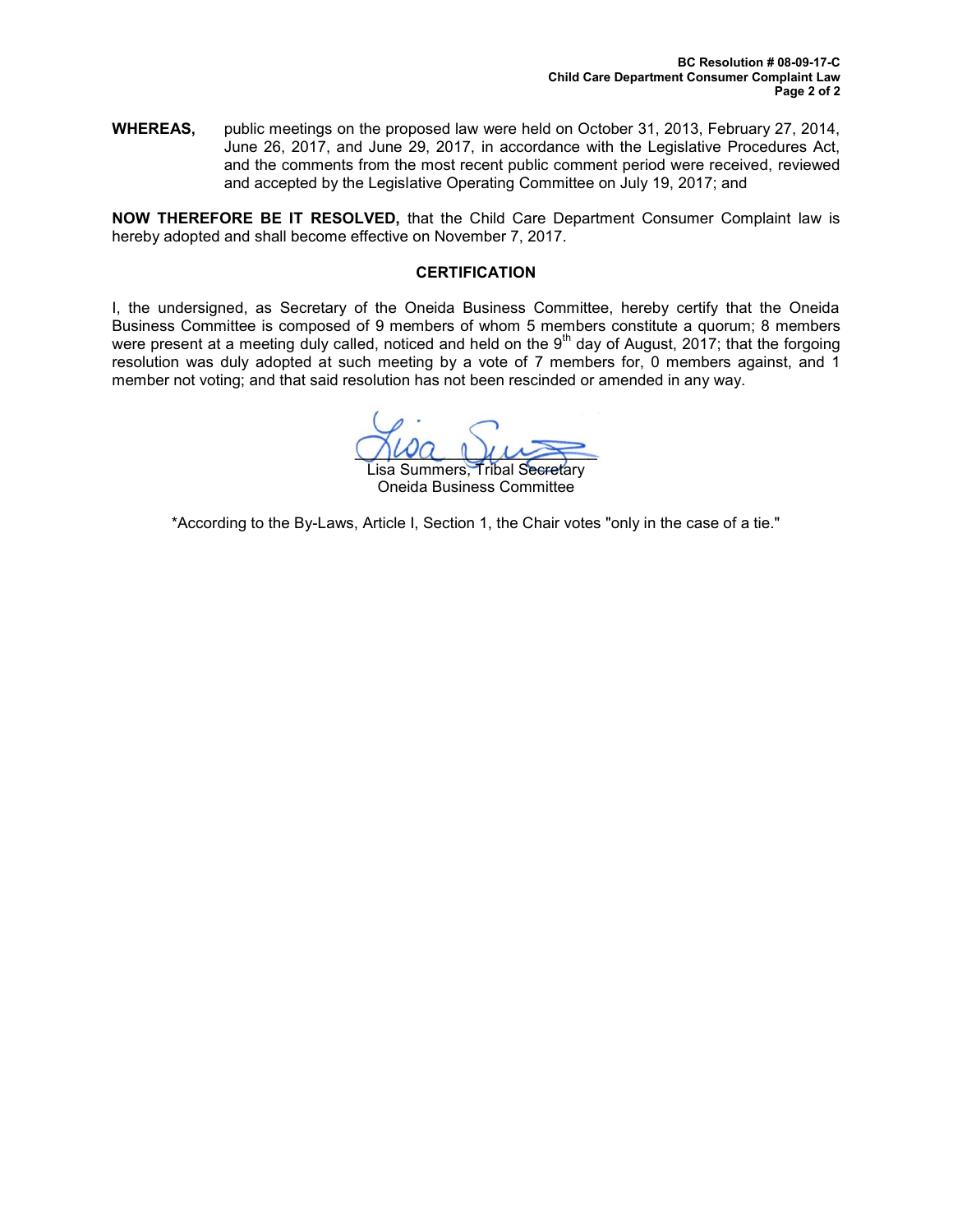**WHEREAS,** public meetings on the proposed law were held on October 31, 2013, February 27, 2014, June 26, 2017, and June 29, 2017, in accordance with the Legislative Procedures Act, and the comments from the most recent public comment period were received, reviewed and accepted by the Legislative Operating Committee on July 19, 2017; and

**NOW THEREFORE BE IT RESOLVED,** that the Child Care Department Consumer Complaint law is hereby adopted and shall become effective on November 7, 2017.

## CERTIFICATION

I, the undersigned, as Secretary of the Oneida Business Committee, hereby certify that the Oneida Business Committee is composed of 9 members of whom 5 members constitute a quorum; 8 members were present at a meeting duly called, noticed and held on the 9th day of August, 2017; that the forgoing resolution was duly adopted at such meeting by a vote of 7 members for, 0 members against, and 1 member not voting; and that said resolution has not been rescinded or amended in any way.

Lisa Summers, Tribal Secretary
Oneida Business Committee

*According to the By-Laws, Article I, Section 1, the Chair votes "only in the case of a tie."